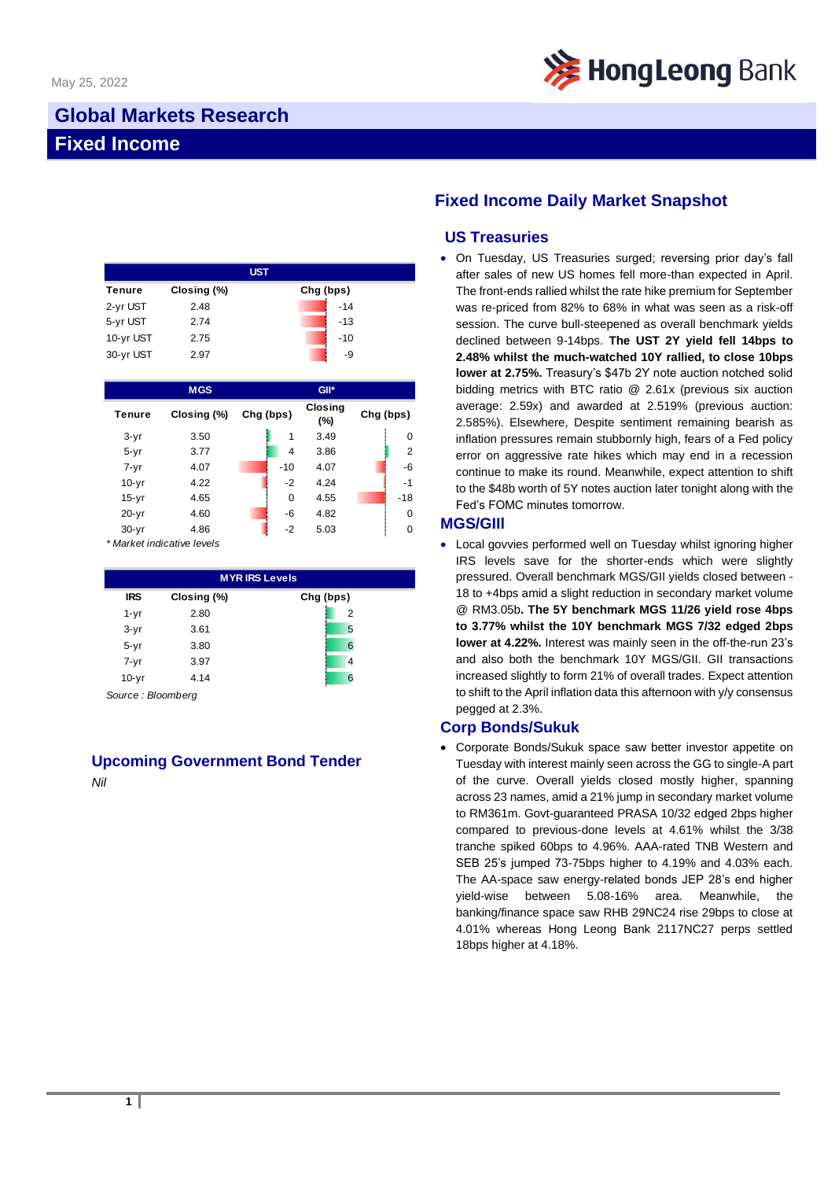May 25, 2022

# Global Markets Research

## Fixed Income

## Fixed Income Daily Market Snapshot

| UST | | |
|---|---|---|
| Tenure | Closing (%) | Chg (bps) |
| 2-yr UST | 2.48 | -14 |
| 5-yr UST | 2.74 | -13 |
| 10-yr UST | 2.75 | -10 |
| 30-yr UST | 2.97 | -9 |

| | MGS | | GII* | |
|---|---|---|---|---|
| Tenure | Closing (%) | Chg (bps) | Closing (%) | Chg (bps) |
| 3-yr | 3.50 | 1 | 3.49 | 0 |
| 5-yr | 3.77 | 4 | 3.86 | 2 |
| 7-yr | 4.07 | -10 | 4.07 | -6 |
| 10-yr | 4.22 | -2 | 4.24 | -1 |
| 15-yr | 4.65 | 0 | 4.55 | -18 |
| 20-yr | 4.60 | -6 | 4.82 | 0 |
| 30-yr | 4.86 | -2 | 5.03 | 0 |

*\* Market indicative levels*

| MYR IRS Levels | | |
|---|---|---|
| IRS | Closing (%) | Chg (bps) |
| 1-yr | 2.80 | 2 |
| 3-yr | 3.61 | 5 |
| 5-yr | 3.80 | 6 |
| 7-yr | 3.97 | 4 |
| 10-yr | 4.14 | 6 |

*Source : Bloomberg*

### Upcoming Government Bond Tender

*Nil*

### US Treasuries

- On Tuesday, US Treasuries surged; reversing prior day's fall after sales of new US homes fell more-than expected in April. The front-ends rallied whilst the rate hike premium for September was re-priced from 82% to 68% in what was seen as a risk-off session. The curve bull-steepened as overall benchmark yields declined between 9-14bps. **The UST 2Y yield fell 14bps to 2.48% whilst the much-watched 10Y rallied, to close 10bps lower at 2.75%.** Treasury's $47b 2Y note auction notched solid bidding metrics with BTC ratio @ 2.61x (previous six auction average: 2.59x) and awarded at 2.519% (previous auction: 2.585%). Elsewhere, Despite sentiment remaining bearish as inflation pressures remain stubbornly high, fears of a Fed policy error on aggressive rate hikes which may end in a recession continue to make its round. Meanwhile, expect attention to shift to the $48b worth of 5Y notes auction later tonight along with the Fed's FOMC minutes tomorrow.

### MGS/GIII

- Local govvies performed well on Tuesday whilst ignoring higher IRS levels save for the shorter-ends which were slightly pressured. Overall benchmark MGS/GII yields closed between -18 to +4bps amid a slight reduction in secondary market volume @ RM3.05b**. The 5Y benchmark MGS 11/26 yield rose 4bps to 3.77% whilst the 10Y benchmark MGS 7/32 edged 2bps lower at 4.22%.** Interest was mainly seen in the off-the-run 23's and also both the benchmark 10Y MGS/GII. GII transactions increased slightly to form 21% of overall trades. Expect attention to shift to the April inflation data this afternoon with y/y consensus pegged at 2.3%.

### Corp Bonds/Sukuk

- Corporate Bonds/Sukuk space saw better investor appetite on Tuesday with interest mainly seen across the GG to single-A part of the curve. Overall yields closed mostly higher, spanning across 23 names, amid a 21% jump in secondary market volume to RM361m. Govt-guaranteed PRASA 10/32 edged 2bps higher compared to previous-done levels at 4.61% whilst the 3/38 tranche spiked 60bps to 4.96%. AAA-rated TNB Western and SEB 25's jumped 73-75bps higher to 4.19% and 4.03% each. The AA-space saw energy-related bonds JEP 28's end higher yield-wise between 5.08-16% area. Meanwhile, the banking/finance space saw RHB 29NC24 rise 29bps to close at 4.01% whereas Hong Leong Bank 2117NC27 perps settled 18bps higher at 4.18%.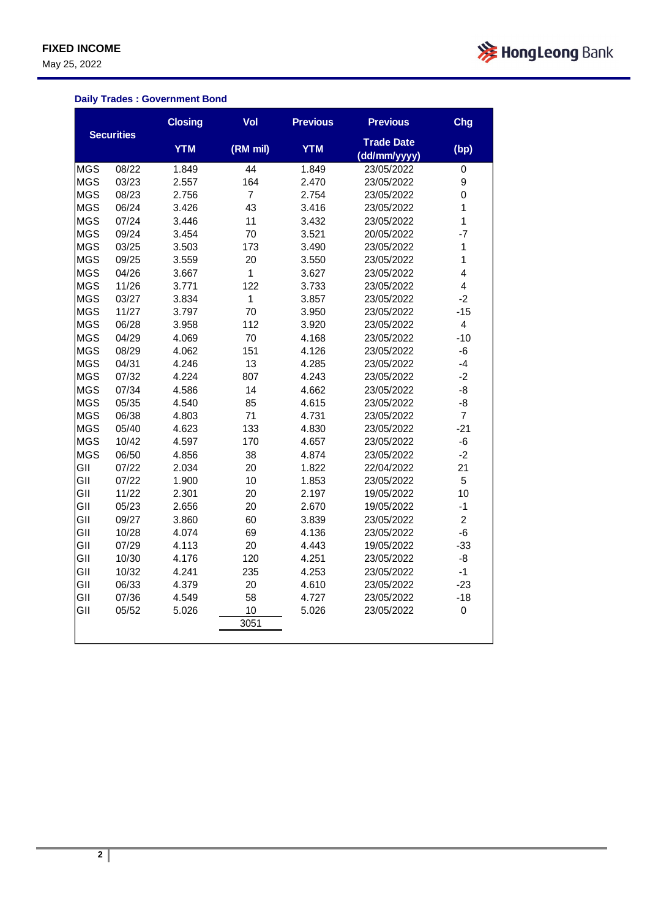FIXED INCOME

May 25, 2022

### Daily Trades : Government Bond

| Securities | | Closing YTM | Vol (RM mil) | Previous YTM | Previous Trade Date (dd/mm/yyyy) | Chg (bp) |
|---|---|---|---|---|---|---|
| MGS | 08/22 | 1.849 | 44 | 1.849 | 23/05/2022 | 0 |
| MGS | 03/23 | 2.557 | 164 | 2.470 | 23/05/2022 | 9 |
| MGS | 08/23 | 2.756 | 7 | 2.754 | 23/05/2022 | 0 |
| MGS | 06/24 | 3.426 | 43 | 3.416 | 23/05/2022 | 1 |
| MGS | 07/24 | 3.446 | 11 | 3.432 | 23/05/2022 | 1 |
| MGS | 09/24 | 3.454 | 70 | 3.521 | 20/05/2022 | -7 |
| MGS | 03/25 | 3.503 | 173 | 3.490 | 23/05/2022 | 1 |
| MGS | 09/25 | 3.559 | 20 | 3.550 | 23/05/2022 | 1 |
| MGS | 04/26 | 3.667 | 1 | 3.627 | 23/05/2022 | 4 |
| MGS | 11/26 | 3.771 | 122 | 3.733 | 23/05/2022 | 4 |
| MGS | 03/27 | 3.834 | 1 | 3.857 | 23/05/2022 | -2 |
| MGS | 11/27 | 3.797 | 70 | 3.950 | 23/05/2022 | -15 |
| MGS | 06/28 | 3.958 | 112 | 3.920 | 23/05/2022 | 4 |
| MGS | 04/29 | 4.069 | 70 | 4.168 | 23/05/2022 | -10 |
| MGS | 08/29 | 4.062 | 151 | 4.126 | 23/05/2022 | -6 |
| MGS | 04/31 | 4.246 | 13 | 4.285 | 23/05/2022 | -4 |
| MGS | 07/32 | 4.224 | 807 | 4.243 | 23/05/2022 | -2 |
| MGS | 07/34 | 4.586 | 14 | 4.662 | 23/05/2022 | -8 |
| MGS | 05/35 | 4.540 | 85 | 4.615 | 23/05/2022 | -8 |
| MGS | 06/38 | 4.803 | 71 | 4.731 | 23/05/2022 | 7 |
| MGS | 05/40 | 4.623 | 133 | 4.830 | 23/05/2022 | -21 |
| MGS | 10/42 | 4.597 | 170 | 4.657 | 23/05/2022 | -6 |
| MGS | 06/50 | 4.856 | 38 | 4.874 | 23/05/2022 | -2 |
| GII | 07/22 | 2.034 | 20 | 1.822 | 22/04/2022 | 21 |
| GII | 07/22 | 1.900 | 10 | 1.853 | 23/05/2022 | 5 |
| GII | 11/22 | 2.301 | 20 | 2.197 | 19/05/2022 | 10 |
| GII | 05/23 | 2.656 | 20 | 2.670 | 19/05/2022 | -1 |
| GII | 09/27 | 3.860 | 60 | 3.839 | 23/05/2022 | 2 |
| GII | 10/28 | 4.074 | 69 | 4.136 | 23/05/2022 | -6 |
| GII | 07/29 | 4.113 | 20 | 4.443 | 19/05/2022 | -33 |
| GII | 10/30 | 4.176 | 120 | 4.251 | 23/05/2022 | -8 |
| GII | 10/32 | 4.241 | 235 | 4.253 | 23/05/2022 | -1 |
| GII | 06/33 | 4.379 | 20 | 4.610 | 23/05/2022 | -23 |
| GII | 07/36 | 4.549 | 58 | 4.727 | 23/05/2022 | -18 |
| GII | 05/52 | 5.026 | 10 | 5.026 | 23/05/2022 | 0 |
| | | | 3051 | | | |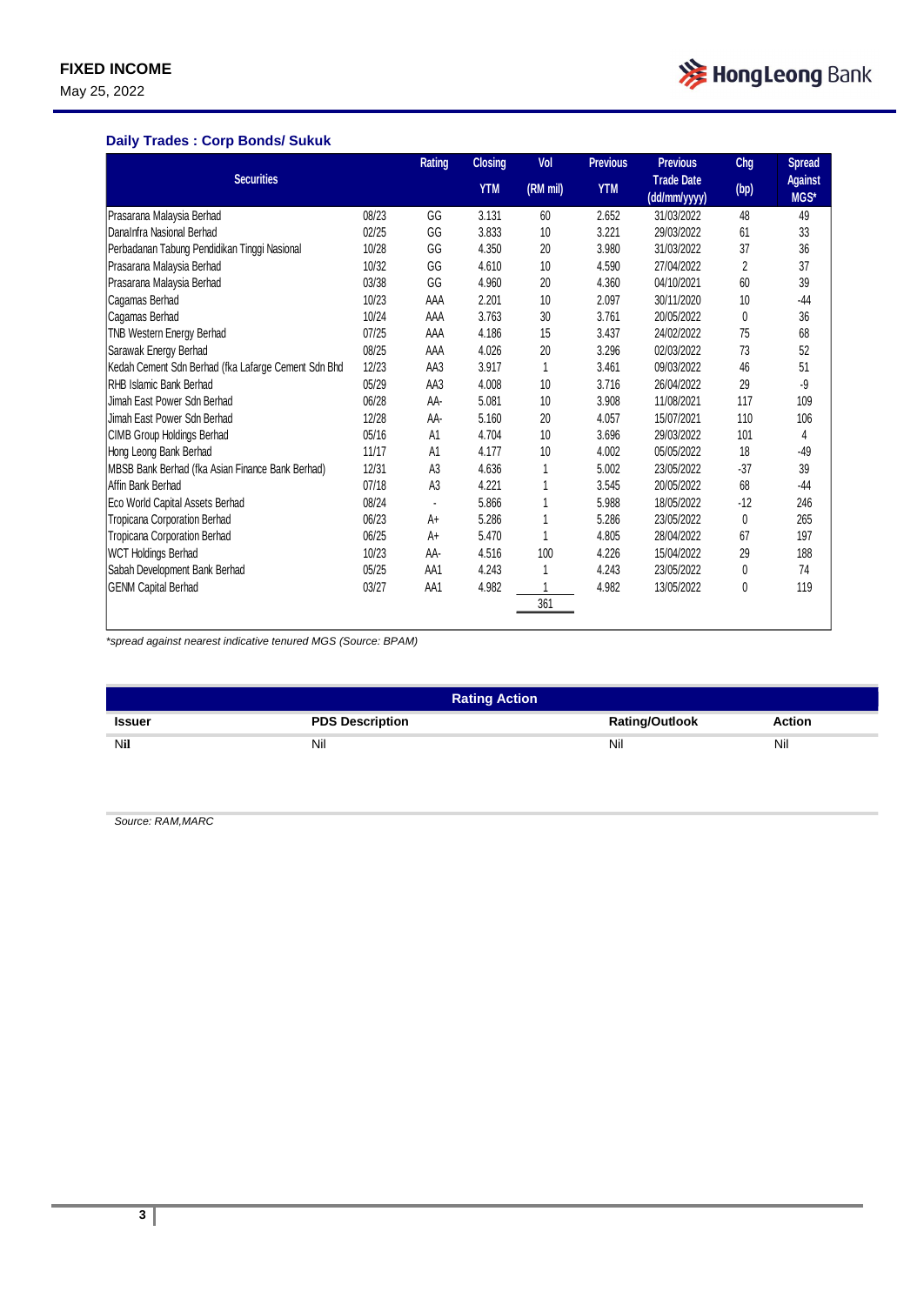## Daily Trades : Corp Bonds/ Sukuk

| Securities | | Rating | Closing YTM | Vol (RM mil) | Previous YTM | Previous Trade Date (dd/mm/yyyy) | Chg (bp) | Spread Against MGS* |
|---|---|---|---|---|---|---|---|---|
| Prasarana Malaysia Berhad | 08/23 | GG | 3.131 | 60 | 2.652 | 31/03/2022 | 48 | 49 |
| DanaInfra Nasional Berhad | 02/25 | GG | 3.833 | 10 | 3.221 | 29/03/2022 | 61 | 33 |
| Perbadanan Tabung Pendidikan Tinggi Nasional | 10/28 | GG | 4.350 | 20 | 3.980 | 31/03/2022 | 37 | 36 |
| Prasarana Malaysia Berhad | 10/32 | GG | 4.610 | 10 | 4.590 | 27/04/2022 | 2 | 37 |
| Prasarana Malaysia Berhad | 03/38 | GG | 4.960 | 20 | 4.360 | 04/10/2021 | 60 | 39 |
| Cagamas Berhad | 10/23 | AAA | 2.201 | 10 | 2.097 | 30/11/2020 | 10 | -44 |
| Cagamas Berhad | 10/24 | AAA | 3.763 | 30 | 3.761 | 20/05/2022 | 0 | 36 |
| TNB Western Energy Berhad | 07/25 | AAA | 4.186 | 15 | 3.437 | 24/02/2022 | 75 | 68 |
| Sarawak Energy Berhad | 08/25 | AAA | 4.026 | 20 | 3.296 | 02/03/2022 | 73 | 52 |
| Kedah Cement Sdn Berhad (fka Lafarge Cement Sdn Bhd | 12/23 | AA3 | 3.917 | 1 | 3.461 | 09/03/2022 | 46 | 51 |
| RHB Islamic Bank Berhad | 05/29 | AA3 | 4.008 | 10 | 3.716 | 26/04/2022 | 29 | -9 |
| Jimah East Power Sdn Berhad | 06/28 | AA- | 5.081 | 10 | 3.908 | 11/08/2021 | 117 | 109 |
| Jimah East Power Sdn Berhad | 12/28 | AA- | 5.160 | 20 | 4.057 | 15/07/2021 | 110 | 106 |
| CIMB Group Holdings Berhad | 05/16 | A1 | 4.704 | 10 | 3.696 | 29/03/2022 | 101 | 4 |
| Hong Leong Bank Berhad | 11/17 | A1 | 4.177 | 10 | 4.002 | 05/05/2022 | 18 | -49 |
| MBSB Bank Berhad (fka Asian Finance Bank Berhad) | 12/31 | A3 | 4.636 | 1 | 5.002 | 23/05/2022 | -37 | 39 |
| Affin Bank Berhad | 07/18 | A3 | 4.221 | 1 | 3.545 | 20/05/2022 | 68 | -44 |
| Eco World Capital Assets Berhad | 08/24 | - | 5.866 | 1 | 5.988 | 18/05/2022 | -12 | 246 |
| Tropicana Corporation Berhad | 06/23 | A+ | 5.286 | 1 | 5.286 | 23/05/2022 | 0 | 265 |
| Tropicana Corporation Berhad | 06/25 | A+ | 5.470 | 1 | 4.805 | 28/04/2022 | 67 | 197 |
| WCT Holdings Berhad | 10/23 | AA- | 4.516 | 100 | 4.226 | 15/04/2022 | 29 | 188 |
| Sabah Development Bank Berhad | 05/25 | AA1 | 4.243 | 1 | 4.243 | 23/05/2022 | 0 | 74 |
| GENM Capital Berhad | 03/27 | AA1 | 4.982 | 1 | 4.982 | 13/05/2022 | 0 | 119 |
| | | | | 361 | | | | |

*\*spread against nearest indicative tenured MGS (Source: BPAM)*

| Rating Action | | | |
|---|---|---|---|
| **Issuer** | **PDS Description** | **Rating/Outlook** | **Action** |
| Nil | Nil | Nil | Nil |

*Source: RAM,MARC*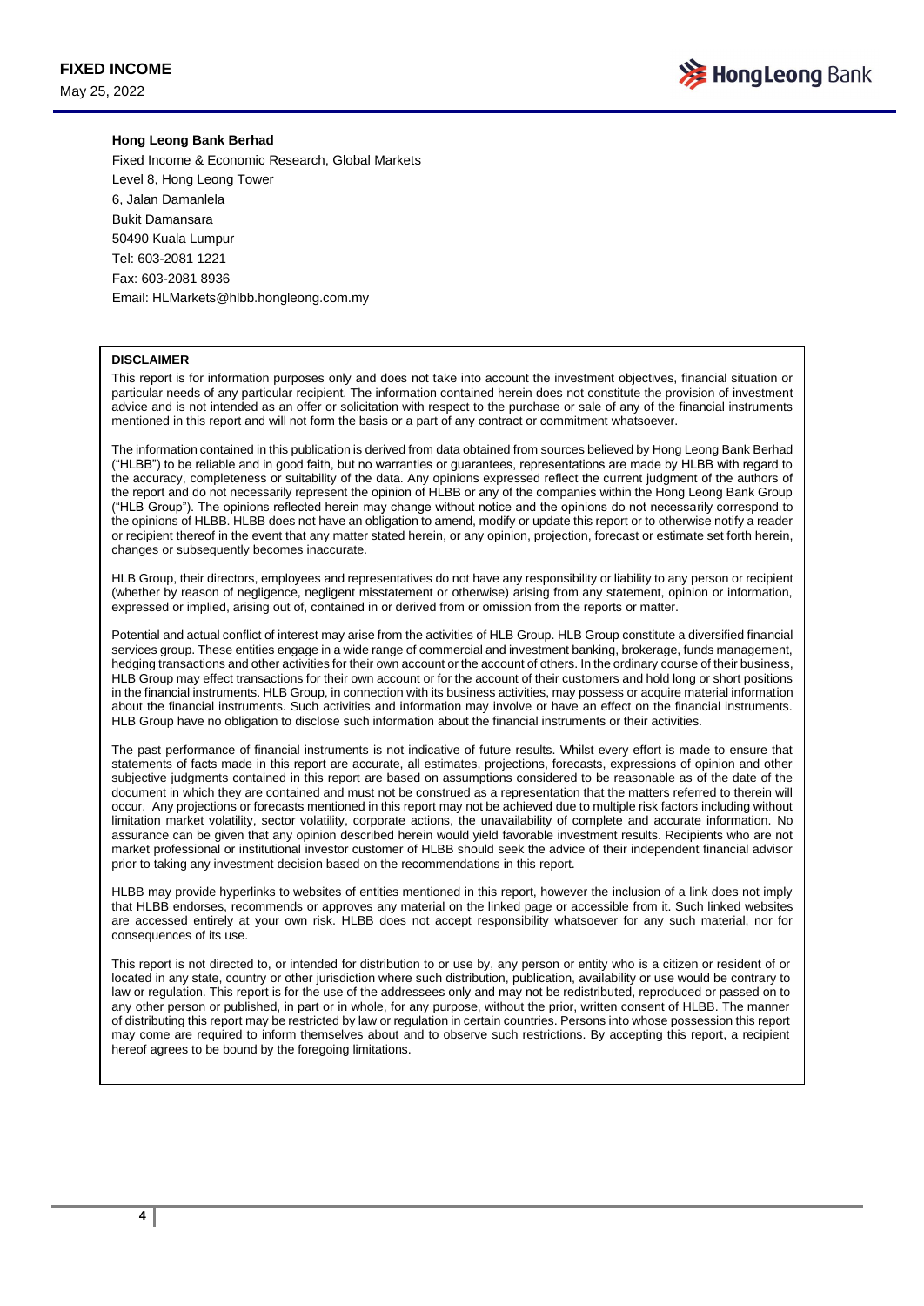**Hong Leong Bank Berhad**

Fixed Income & Economic Research, Global Markets
Level 8, Hong Leong Tower
6, Jalan Damanlela
Bukit Damansara
50490 Kuala Lumpur
Tel: 603-2081 1221
Fax: 603-2081 8936
Email: HLMarkets@hlbb.hongleong.com.my

**DISCLAIMER**

This report is for information purposes only and does not take into account the investment objectives, financial situation or particular needs of any particular recipient. The information contained herein does not constitute the provision of investment advice and is not intended as an offer or solicitation with respect to the purchase or sale of any of the financial instruments mentioned in this report and will not form the basis or a part of any contract or commitment whatsoever.

The information contained in this publication is derived from data obtained from sources believed by Hong Leong Bank Berhad ("HLBB") to be reliable and in good faith, but no warranties or guarantees, representations are made by HLBB with regard to the accuracy, completeness or suitability of the data. Any opinions expressed reflect the current judgment of the authors of the report and do not necessarily represent the opinion of HLBB or any of the companies within the Hong Leong Bank Group ("HLB Group"). The opinions reflected herein may change without notice and the opinions do not necessarily correspond to the opinions of HLBB. HLBB does not have an obligation to amend, modify or update this report or to otherwise notify a reader or recipient thereof in the event that any matter stated herein, or any opinion, projection, forecast or estimate set forth herein, changes or subsequently becomes inaccurate.

HLB Group, their directors, employees and representatives do not have any responsibility or liability to any person or recipient (whether by reason of negligence, negligent misstatement or otherwise) arising from any statement, opinion or information, expressed or implied, arising out of, contained in or derived from or omission from the reports or matter.

Potential and actual conflict of interest may arise from the activities of HLB Group. HLB Group constitute a diversified financial services group. These entities engage in a wide range of commercial and investment banking, brokerage, funds management, hedging transactions and other activities for their own account or the account of others. In the ordinary course of their business, HLB Group may effect transactions for their own account or for the account of their customers and hold long or short positions in the financial instruments. HLB Group, in connection with its business activities, may possess or acquire material information about the financial instruments. Such activities and information may involve or have an effect on the financial instruments. HLB Group have no obligation to disclose such information about the financial instruments or their activities.

The past performance of financial instruments is not indicative of future results. Whilst every effort is made to ensure that statements of facts made in this report are accurate, all estimates, projections, forecasts, expressions of opinion and other subjective judgments contained in this report are based on assumptions considered to be reasonable as of the date of the document in which they are contained and must not be construed as a representation that the matters referred to therein will occur. Any projections or forecasts mentioned in this report may not be achieved due to multiple risk factors including without limitation market volatility, sector volatility, corporate actions, the unavailability of complete and accurate information. No assurance can be given that any opinion described herein would yield favorable investment results. Recipients who are not market professional or institutional investor customer of HLBB should seek the advice of their independent financial advisor prior to taking any investment decision based on the recommendations in this report.

HLBB may provide hyperlinks to websites of entities mentioned in this report, however the inclusion of a link does not imply that HLBB endorses, recommends or approves any material on the linked page or accessible from it. Such linked websites are accessed entirely at your own risk. HLBB does not accept responsibility whatsoever for any such material, nor for consequences of its use.

This report is not directed to, or intended for distribution to or use by, any person or entity who is a citizen or resident of or located in any state, country or other jurisdiction where such distribution, publication, availability or use would be contrary to law or regulation. This report is for the use of the addressees only and may not be redistributed, reproduced or passed on to any other person or published, in part or in whole, for any purpose, without the prior, written consent of HLBB. The manner of distributing this report may be restricted by law or regulation in certain countries. Persons into whose possession this report may come are required to inform themselves about and to observe such restrictions. By accepting this report, a recipient hereof agrees to be bound by the foregoing limitations.